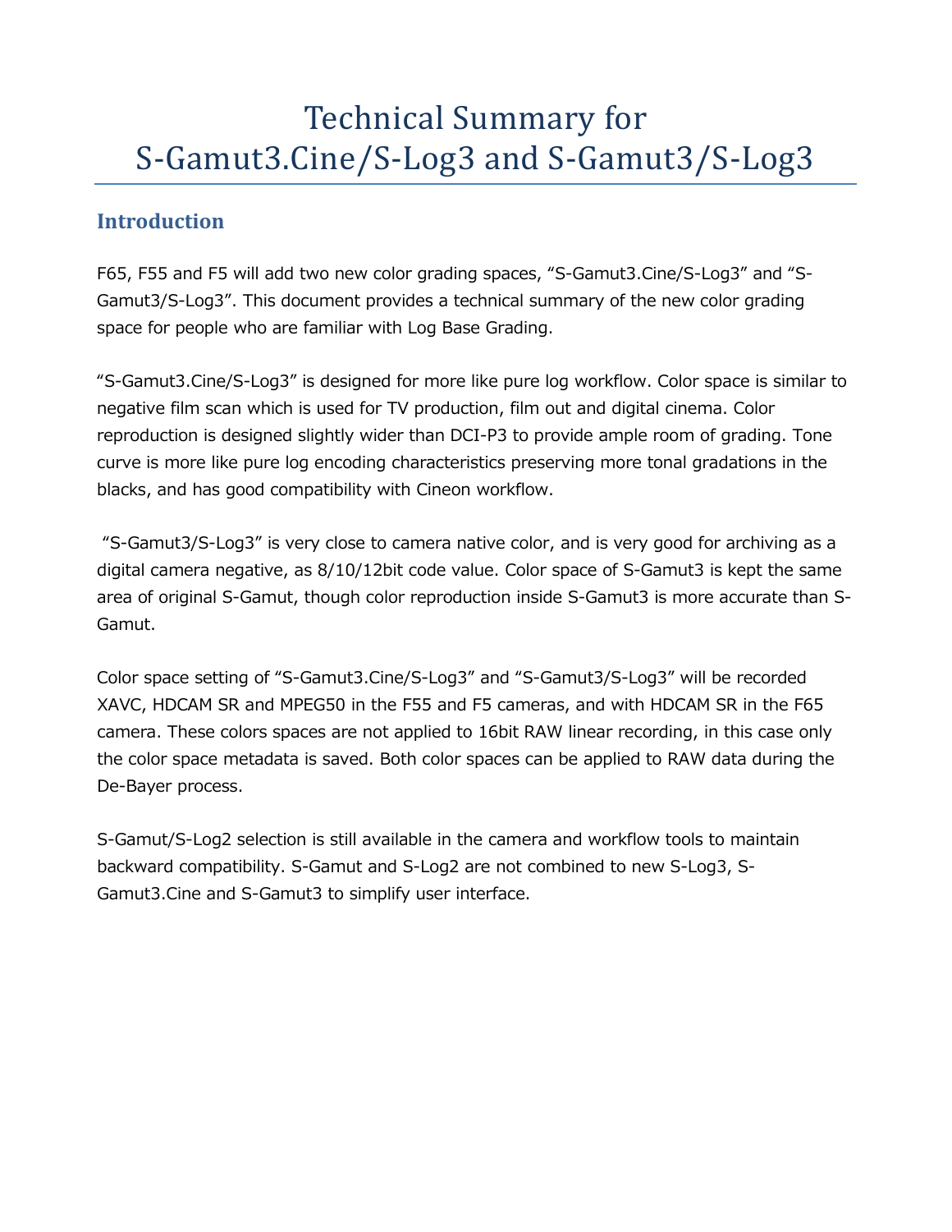# Technical Summary for S-Gamut3.Cine/S-Log3 and S-Gamut3/S-Log3

## Introduction

F65, F55 and F5 will add two new color grading spaces, "S-Gamut3.Cine/S-Log3" and "S-Gamut3/S-Log3". This document provides a technical summary of the new color grading space for people who are familiar with Log Base Grading.

"S-Gamut3.Cine/S-Log3" is designed for more like pure log workflow. Color space is similar to negative film scan which is used for TV production, film out and digital cinema. Color reproduction is designed slightly wider than DCI-P3 to provide ample room of grading. Tone curve is more like pure log encoding characteristics preserving more tonal gradations in the blacks, and has good compatibility with Cineon workflow.

"S-Gamut3/S-Log3" is very close to camera native color, and is very good for archiving as a digital camera negative, as 8/10/12bit code value. Color space of S-Gamut3 is kept the same area of original S-Gamut, though color reproduction inside S-Gamut3 is more accurate than S-Gamut.

Color space setting of "S-Gamut3.Cine/S-Log3" and "S-Gamut3/S-Log3" will be recorded XAVC, HDCAM SR and MPEG50 in the F55 and F5 cameras, and with HDCAM SR in the F65 camera. These colors spaces are not applied to 16bit RAW linear recording, in this case only the color space metadata is saved. Both color spaces can be applied to RAW data during the De-Bayer process.

S-Gamut/S-Log2 selection is still available in the camera and workflow tools to maintain backward compatibility. S-Gamut and S-Log2 are not combined to new S-Log3, S-Gamut3.Cine and S-Gamut3 to simplify user interface.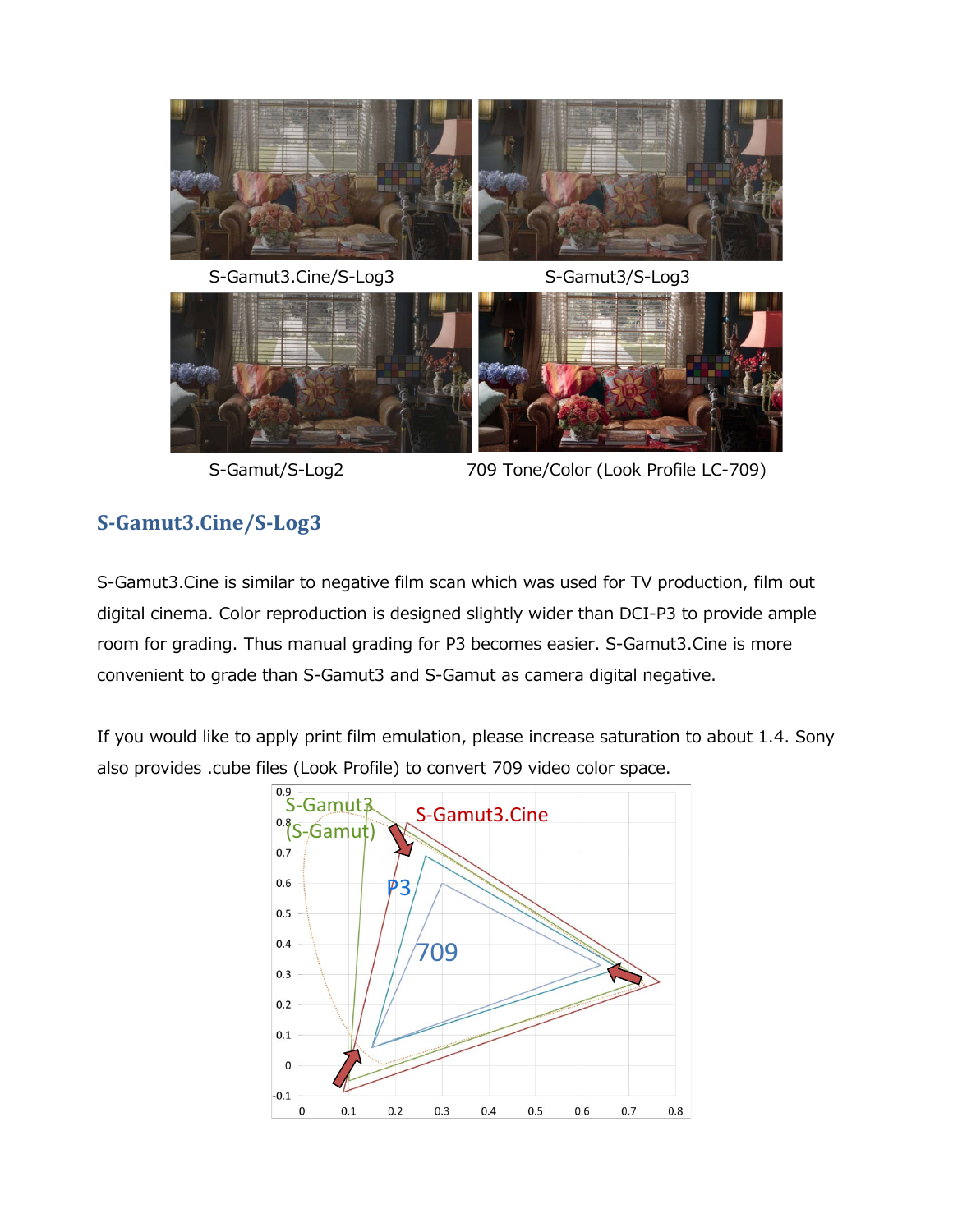S-Gamut3.Cine/S-Log3

S-Gamut3/S-Log3

S-Gamut/S-Log2

709 Tone/Color (Look Profile LC-709)

## S-Gamut3.Cine/S-Log3

S-Gamut3.Cine is similar to negative film scan which was used for TV production, film out digital cinema. Color reproduction is designed slightly wider than DCI-P3 to provide ample room for grading. Thus manual grading for P3 becomes easier. S-Gamut3.Cine is more convenient to grade than S-Gamut3 and S-Gamut as camera digital negative.

If you would like to apply print film emulation, please increase saturation to about 1.4. Sony also provides .cube files (Look Profile) to convert 709 video color space.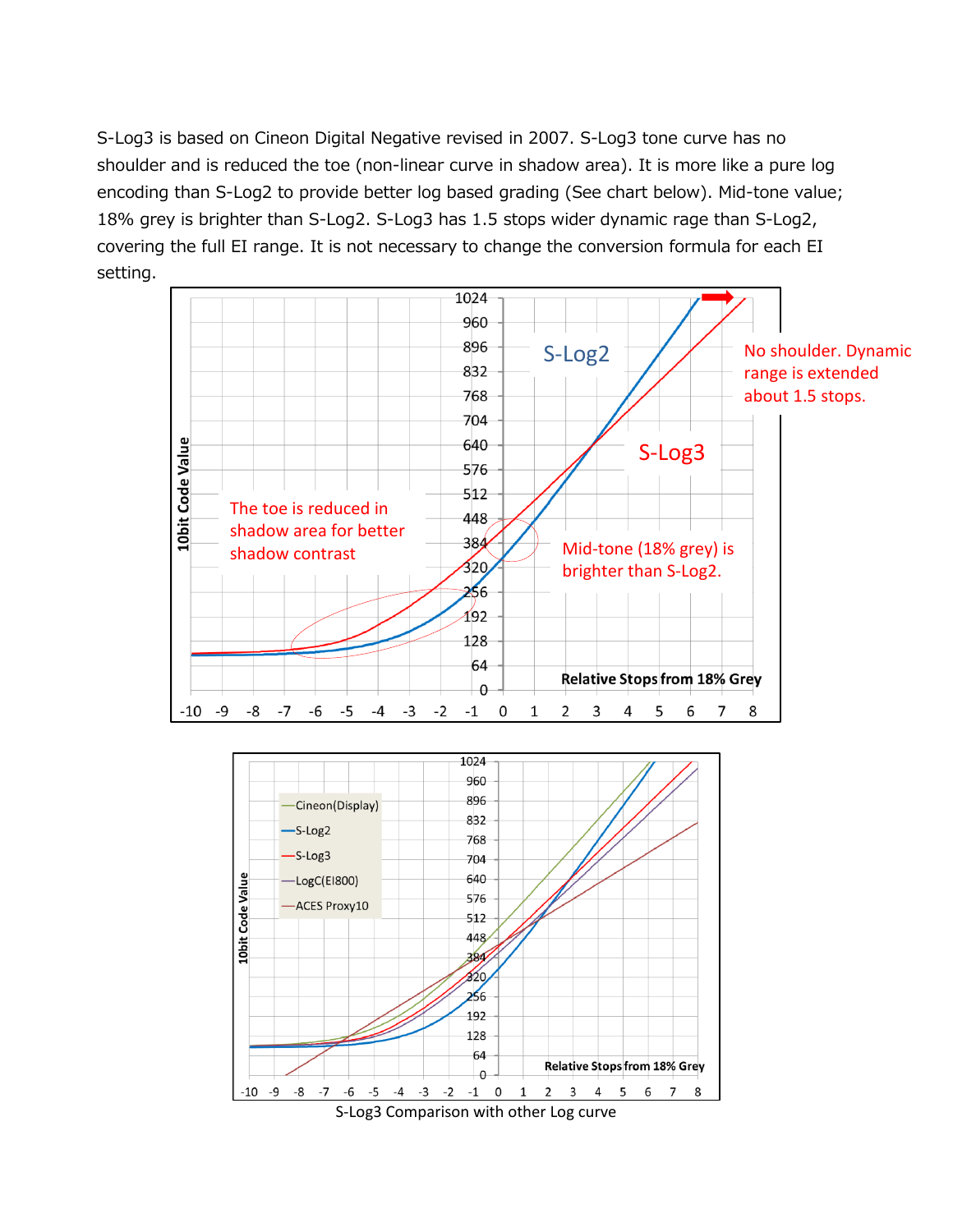S-Log3 is based on Cineon Digital Negative revised in 2007. S-Log3 tone curve has no shoulder and is reduced the toe (non-linear curve in shadow area). It is more like a pure log encoding than S-Log2 to provide better log based grading (See chart below). Mid-tone value; 18% grey is brighter than S-Log2. S-Log3 has 1.5 stops wider dynamic rage than S-Log2, covering the full EI range. It is not necessary to change the conversion formula for each EI setting.

S-Log3 Comparison with other Log curve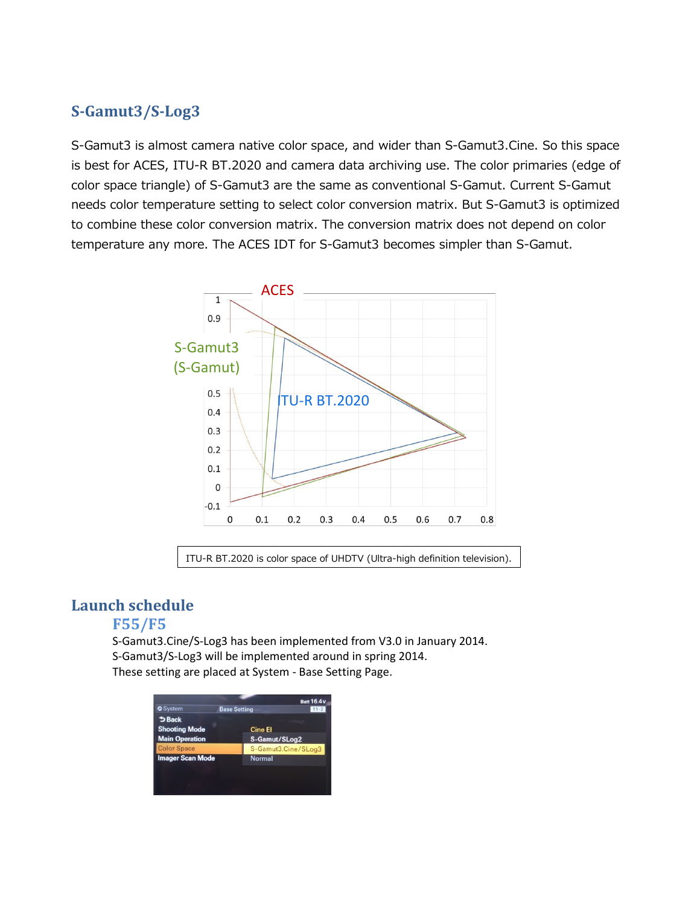## S-Gamut3/S-Log3

S-Gamut3 is almost camera native color space, and wider than S-Gamut3.Cine. So this space is best for ACES, ITU-R BT.2020 and camera data archiving use. The color primaries (edge of color space triangle) of S-Gamut3 are the same as conventional S-Gamut. Current S-Gamut needs color temperature setting to select color conversion matrix. But S-Gamut3 is optimized to combine these color conversion matrix. The conversion matrix does not depend on color temperature any more. The ACES IDT for S-Gamut3 becomes simpler than S-Gamut.

ITU-R BT.2020 is color space of UHDTV (Ultra-high definition television).

## Launch schedule

### F55/F5

S-Gamut3.Cine/S-Log3 has been implemented from V3.0 in January 2014.
S-Gamut3/S-Log3 will be implemented around in spring 2014.
These setting are placed at System - Base Setting Page.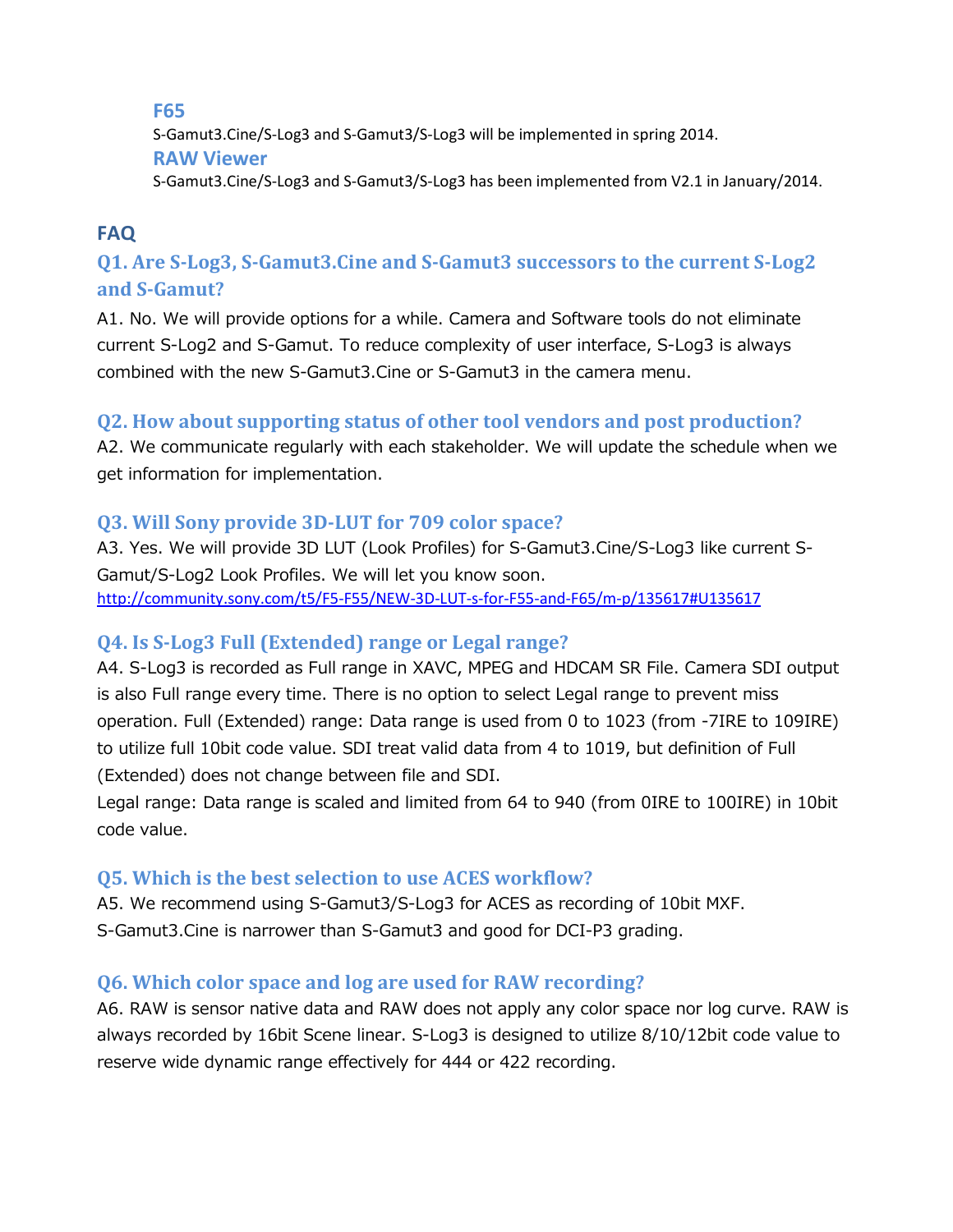### F65

S-Gamut3.Cine/S-Log3 and S-Gamut3/S-Log3 will be implemented in spring 2014.

### RAW Viewer

S-Gamut3.Cine/S-Log3 and S-Gamut3/S-Log3 has been implemented from V2.1 in January/2014.

## FAQ

### Q1. Are S-Log3, S-Gamut3.Cine and S-Gamut3 successors to the current S-Log2 and S-Gamut?

A1. No. We will provide options for a while. Camera and Software tools do not eliminate current S-Log2 and S-Gamut. To reduce complexity of user interface, S-Log3 is always combined with the new S-Gamut3.Cine or S-Gamut3 in the camera menu.

### Q2. How about supporting status of other tool vendors and post production?

A2. We communicate regularly with each stakeholder. We will update the schedule when we get information for implementation.

### Q3. Will Sony provide 3D-LUT for 709 color space?

A3. Yes. We will provide 3D LUT (Look Profiles) for S-Gamut3.Cine/S-Log3 like current S-Gamut/S-Log2 Look Profiles. We will let you know soon.
http://community.sony.com/t5/F5-F55/NEW-3D-LUT-s-for-F55-and-F65/m-p/135617#U135617

### Q4. Is S-Log3 Full (Extended) range or Legal range?

A4. S-Log3 is recorded as Full range in XAVC, MPEG and HDCAM SR File. Camera SDI output is also Full range every time. There is no option to select Legal range to prevent miss operation. Full (Extended) range: Data range is used from 0 to 1023 (from -7IRE to 109IRE) to utilize full 10bit code value. SDI treat valid data from 4 to 1019, but definition of Full (Extended) does not change between file and SDI.
Legal range: Data range is scaled and limited from 64 to 940 (from 0IRE to 100IRE) in 10bit code value.

### Q5. Which is the best selection to use ACES workflow?

A5. We recommend using S-Gamut3/S-Log3 for ACES as recording of 10bit MXF.
S-Gamut3.Cine is narrower than S-Gamut3 and good for DCI-P3 grading.

### Q6. Which color space and log are used for RAW recording?

A6. RAW is sensor native data and RAW does not apply any color space nor log curve. RAW is always recorded by 16bit Scene linear. S-Log3 is designed to utilize 8/10/12bit code value to reserve wide dynamic range effectively for 444 or 422 recording.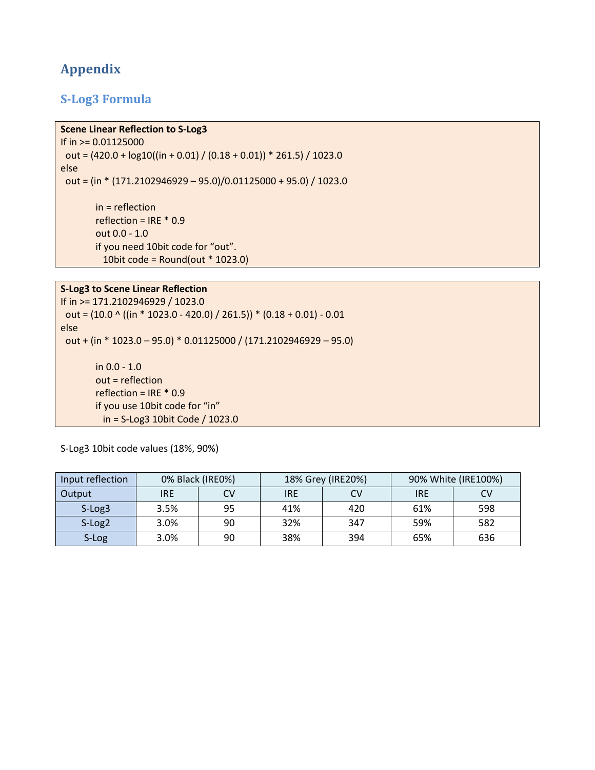# Appendix

## S-Log3 Formula

```
Scene Linear Reflection to S-Log3
If in >= 0.01125000
  out = (420.0 + log10((in + 0.01) / (0.18 + 0.01)) * 261.5) / 1023.0
else
  out = (in * (171.2102946929 – 95.0)/0.01125000 + 95.0) / 1023.0

        in = reflection
        reflection = IRE * 0.9
        out 0.0 - 1.0
        if you need 10bit code for "out".
          10bit code = Round(out * 1023.0)
```

```
S-Log3 to Scene Linear Reflection
If in >= 171.2102946929 / 1023.0
  out = (10.0 ^ ((in * 1023.0 - 420.0) / 261.5)) * (0.18 + 0.01) - 0.01
else
  out + (in * 1023.0 – 95.0) * 0.01125000 / (171.2102946929 – 95.0)

        in 0.0 - 1.0
        out = reflection
        reflection = IRE * 0.9
        if you use 10bit code for "in"
          in = S-Log3 10bit Code / 1023.0
```

S-Log3 10bit code values (18%, 90%)

| Input reflection | 0% Black (IRE0%) | | 18% Grey (IRE20%) | | 90% White (IRE100%) | |
|---|---|---|---|---|---|---|
| Output | IRE | CV | IRE | CV | IRE | CV |
| S-Log3 | 3.5% | 95 | 41% | 420 | 61% | 598 |
| S-Log2 | 3.0% | 90 | 32% | 347 | 59% | 582 |
| S-Log | 3.0% | 90 | 38% | 394 | 65% | 636 |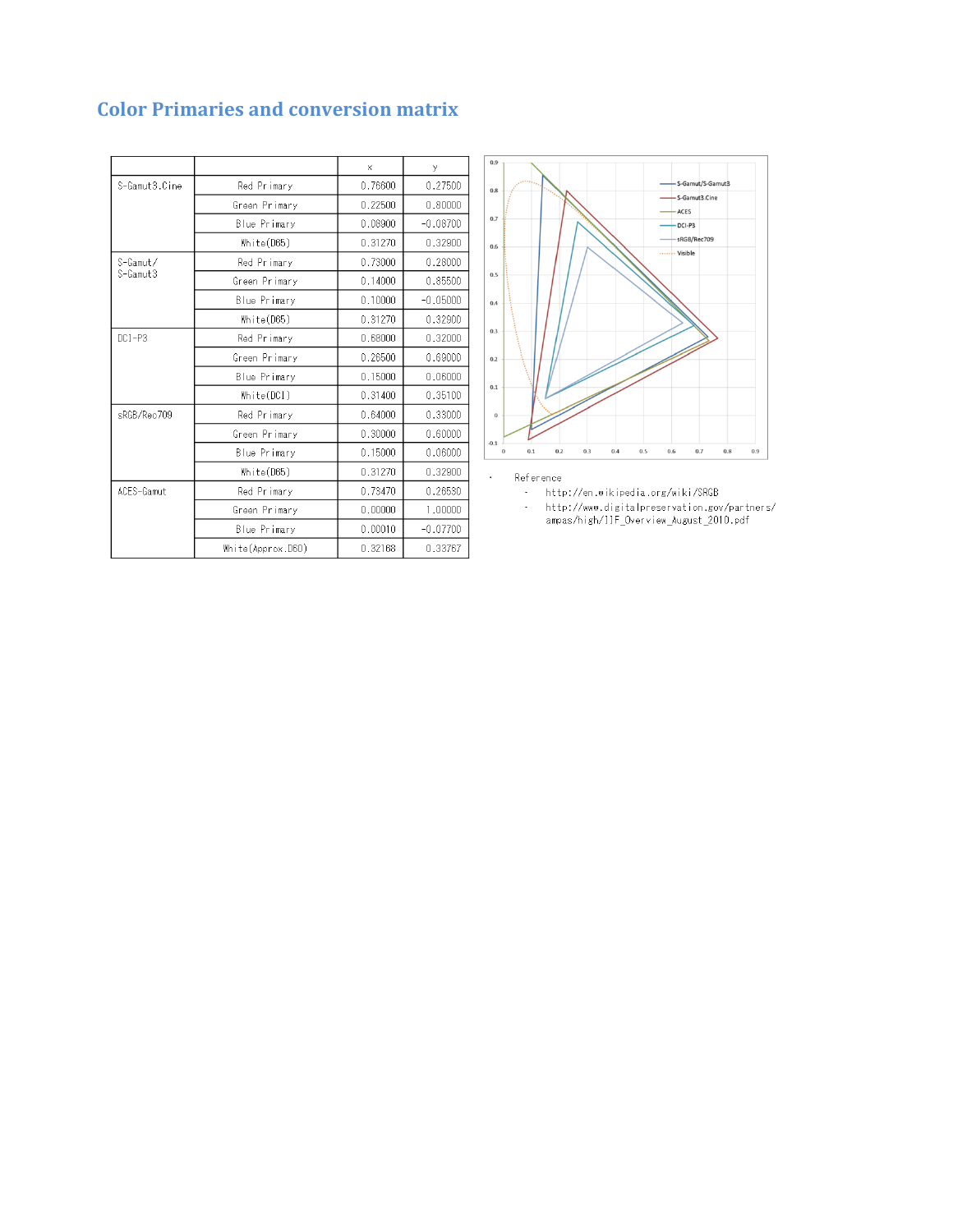## Color Primaries and conversion matrix

| | | x | y |
|---|---|---|---|
| S-Gamut3.Cine | Red Primary | 0.76600 | 0.27500 |
| | Green Primary | 0.22500 | 0.80000 |
| | Blue Primary | 0.08900 | -0.08700 |
| | White(D65) | 0.31270 | 0.32900 |
| S-Gamut/ S-Gamut3 | Red Primary | 0.73000 | 0.28000 |
| | Green Primary | 0.14000 | 0.85500 |
| | Blue Primary | 0.10000 | -0.05000 |
| | White(D65) | 0.31270 | 0.32900 |
| DCI-P3 | Red Primary | 0.68000 | 0.32000 |
| | Green Primary | 0.26500 | 0.69000 |
| | Blue Primary | 0.15000 | 0.06000 |
| | White(DCI) | 0.31400 | 0.35100 |
| sRGB/Rec709 | Red Primary | 0.64000 | 0.33000 |
| | Green Primary | 0.30000 | 0.60000 |
| | Blue Primary | 0.15000 | 0.06000 |
| | White(D65) | 0.31270 | 0.32900 |
| ACES-Gamut | Red Primary | 0.73470 | 0.26530 |
| | Green Primary | 0.00000 | 1.00000 |
| | Blue Primary | 0.00010 | -0.07700 |
| | White(Approx.D60) | 0.32168 | 0.33767 |

S-Gamut/S-Gamut3
S-Gamut3.Cine
ACES
DCI-P3
sRGB/Rec709
Visible

0.9
0.8
0.7
0.6
0.5
0.4
0.3
0.2
0.1
0
-0.1

0 0.1 0.2 0.3 0.4 0.5 0.6 0.7 0.8 0.9

- Reference
  - http://en.wikipedia.org/wiki/SRGB
  - http://www.digitalpreservation.gov/partners/ampas/high/IIF_Overview_August_2010.pdf